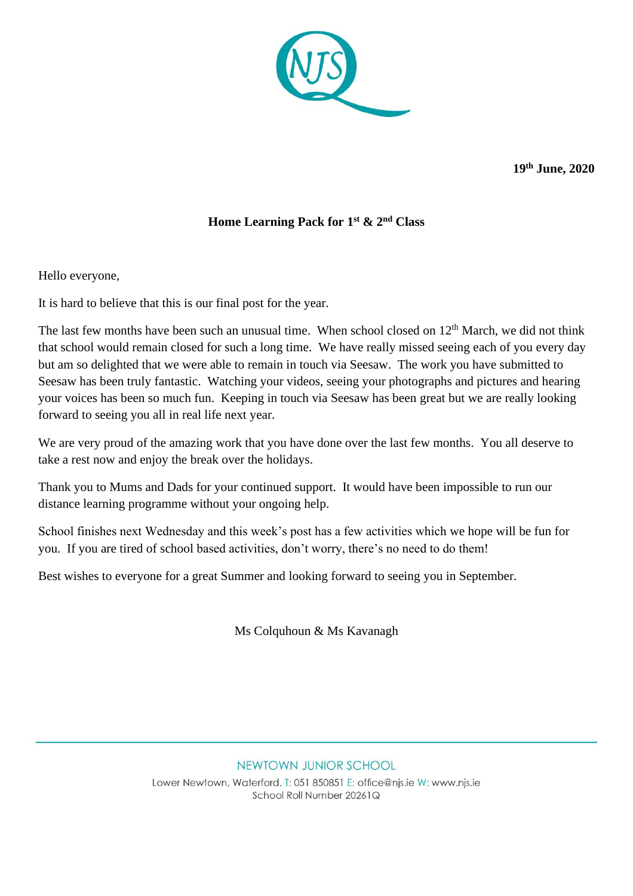**19th June, 2020**

## Home Learning Pack for 1st & 2nd Class

Hello everyone,

It is hard to believe that this is our final post for the year.

The last few months have been such an unusual time. When school closed on 12th March, we did not think that school would remain closed for such a long time. We have really missed seeing each of you every day but am so delighted that we were able to remain in touch via Seesaw. The work you have submitted to Seesaw has been truly fantastic. Watching your videos, seeing your photographs and pictures and hearing your voices has been so much fun. Keeping in touch via Seesaw has been great but we are really looking forward to seeing you all in real life next year.

We are very proud of the amazing work that you have done over the last few months. You all deserve to take a rest now and enjoy the break over the holidays.

Thank you to Mums and Dads for your continued support. It would have been impossible to run our distance learning programme without your ongoing help.

School finishes next Wednesday and this week's post has a few activities which we hope will be fun for you. If you are tired of school based activities, don't worry, there's no need to do them!

Best wishes to everyone for a great Summer and looking forward to seeing you in September.

Ms Colquhoun & Ms Kavanagh

NEWTOWN JUNIOR SCHOOL

Lower Newtown, Waterford. T: 051 850851 E: office@njs.ie W: www.njs.ie

School Roll Number 20261Q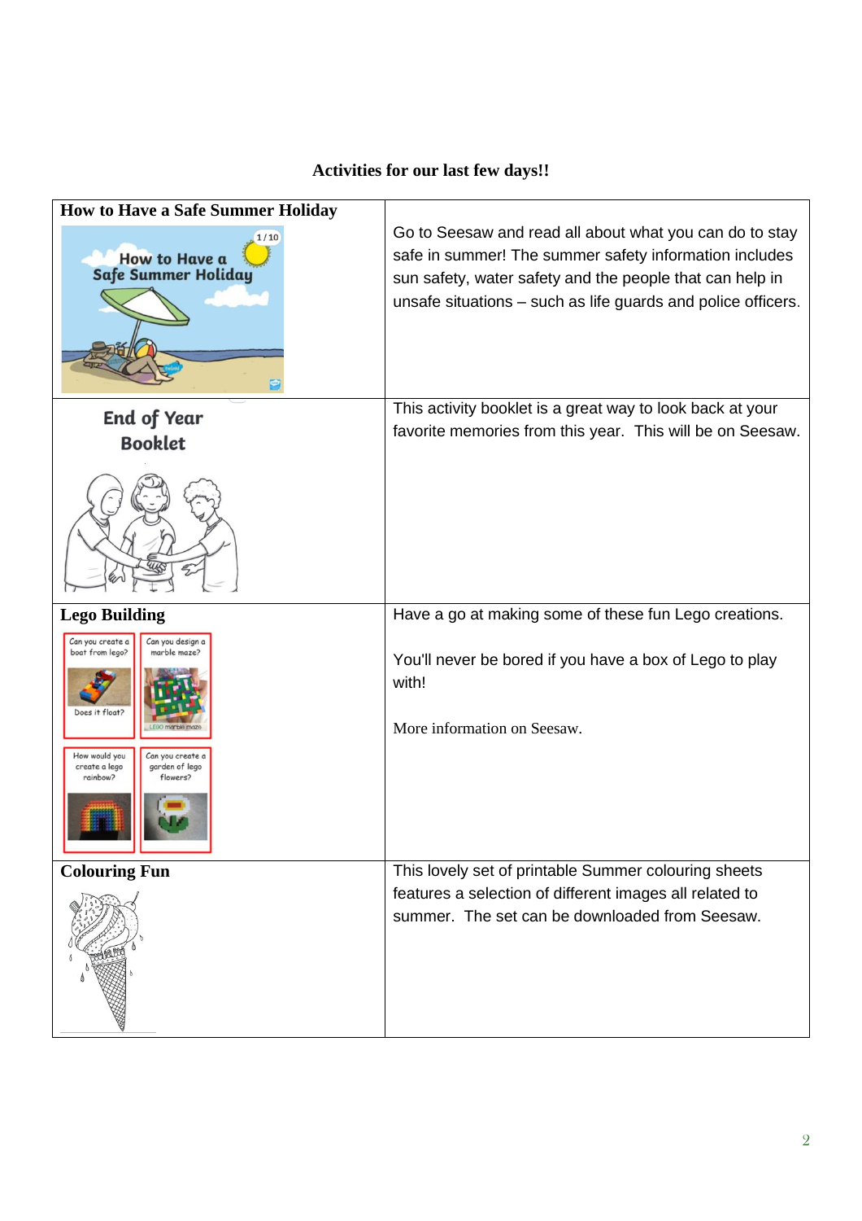**Activities for our last few days!!**

| | |
|---|---|
| **How to Have a Safe Summer Holiday** | Go to Seesaw and read all about what you can do to stay safe in summer! The summer safety information includes sun safety, water safety and the people that can help in unsafe situations – such as life guards and police officers. |
| End of Year Booklet | This activity booklet is a great way to look back at your favorite memories from this year. This will be on Seesaw. |
| **Lego Building** | Have a go at making some of these fun Lego creations.<br><br>You'll never be bored if you have a box of Lego to play with!<br><br>More information on Seesaw. |
| **Colouring Fun** | This lovely set of printable Summer colouring sheets features a selection of different images all related to summer. The set can be downloaded from Seesaw. |